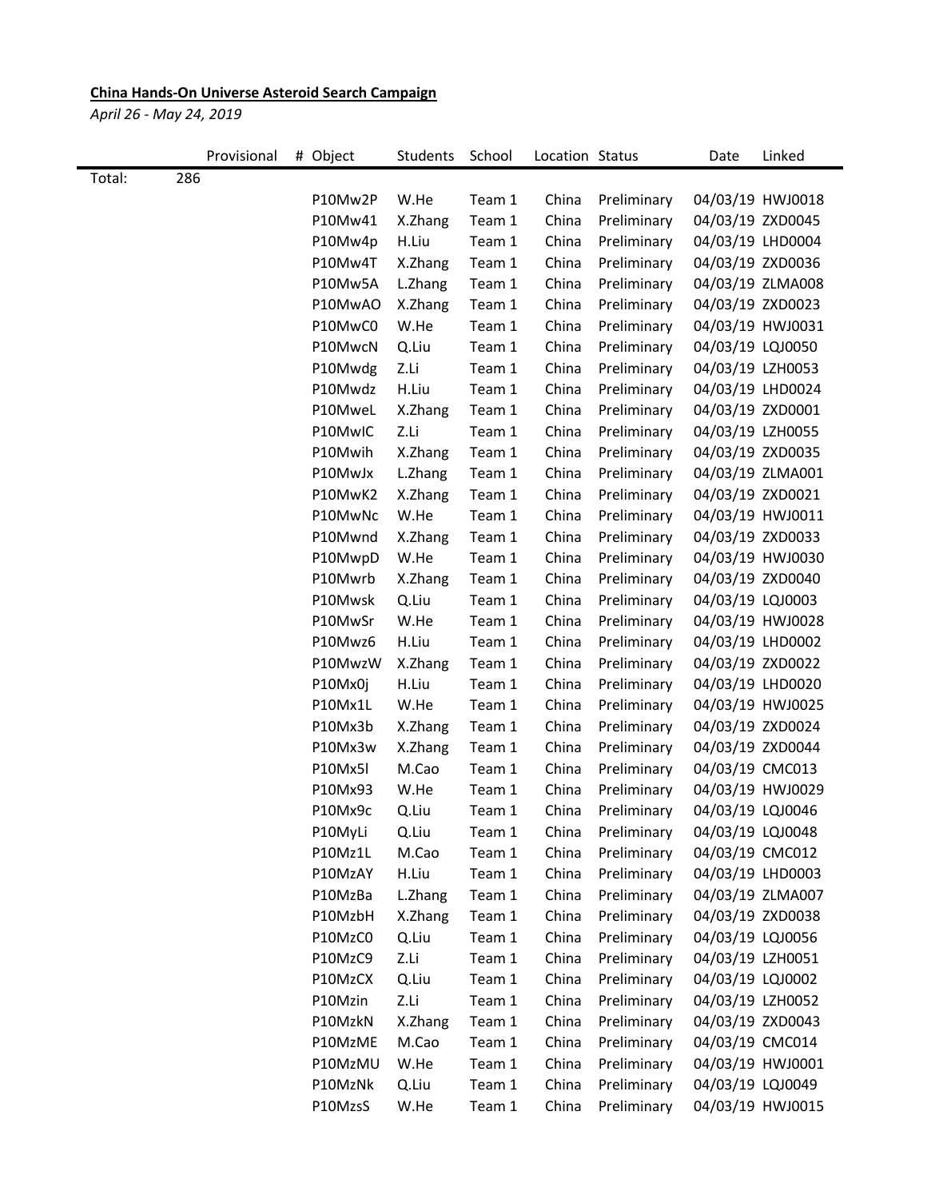**China Hands-On Universe Asteroid Search Campaign**

*April 26 - May 24, 2019*

| | | Provisional | # Object | Students | School | Location | Status | Date | Linked |
|---|---|---|---|---|---|---|---|---|---|
| Total: | 286 | | | | | | | | |
| | | | P10Mw2P | W.He | Team 1 | China | Preliminary | 04/03/19 | HWJ0018 |
| | | | P10Mw41 | X.Zhang | Team 1 | China | Preliminary | 04/03/19 | ZXD0045 |
| | | | P10Mw4p | H.Liu | Team 1 | China | Preliminary | 04/03/19 | LHD0004 |
| | | | P10Mw4T | X.Zhang | Team 1 | China | Preliminary | 04/03/19 | ZXD0036 |
| | | | P10Mw5A | L.Zhang | Team 1 | China | Preliminary | 04/03/19 | ZLMA008 |
| | | | P10MwAO | X.Zhang | Team 1 | China | Preliminary | 04/03/19 | ZXD0023 |
| | | | P10MwC0 | W.He | Team 1 | China | Preliminary | 04/03/19 | HWJ0031 |
| | | | P10MwcN | Q.Liu | Team 1 | China | Preliminary | 04/03/19 | LQJ0050 |
| | | | P10Mwdg | Z.Li | Team 1 | China | Preliminary | 04/03/19 | LZH0053 |
| | | | P10Mwdz | H.Liu | Team 1 | China | Preliminary | 04/03/19 | LHD0024 |
| | | | P10MweL | X.Zhang | Team 1 | China | Preliminary | 04/03/19 | ZXD0001 |
| | | | P10MwIC | Z.Li | Team 1 | China | Preliminary | 04/03/19 | LZH0055 |
| | | | P10Mwih | X.Zhang | Team 1 | China | Preliminary | 04/03/19 | ZXD0035 |
| | | | P10MwJx | L.Zhang | Team 1 | China | Preliminary | 04/03/19 | ZLMA001 |
| | | | P10MwK2 | X.Zhang | Team 1 | China | Preliminary | 04/03/19 | ZXD0021 |
| | | | P10MwNc | W.He | Team 1 | China | Preliminary | 04/03/19 | HWJ0011 |
| | | | P10Mwnd | X.Zhang | Team 1 | China | Preliminary | 04/03/19 | ZXD0033 |
| | | | P10MwpD | W.He | Team 1 | China | Preliminary | 04/03/19 | HWJ0030 |
| | | | P10Mwrb | X.Zhang | Team 1 | China | Preliminary | 04/03/19 | ZXD0040 |
| | | | P10Mwsk | Q.Liu | Team 1 | China | Preliminary | 04/03/19 | LQJ0003 |
| | | | P10MwSr | W.He | Team 1 | China | Preliminary | 04/03/19 | HWJ0028 |
| | | | P10Mwz6 | H.Liu | Team 1 | China | Preliminary | 04/03/19 | LHD0002 |
| | | | P10MwzW | X.Zhang | Team 1 | China | Preliminary | 04/03/19 | ZXD0022 |
| | | | P10Mx0j | H.Liu | Team 1 | China | Preliminary | 04/03/19 | LHD0020 |
| | | | P10Mx1L | W.He | Team 1 | China | Preliminary | 04/03/19 | HWJ0025 |
| | | | P10Mx3b | X.Zhang | Team 1 | China | Preliminary | 04/03/19 | ZXD0024 |
| | | | P10Mx3w | X.Zhang | Team 1 | China | Preliminary | 04/03/19 | ZXD0044 |
| | | | P10Mx5l | M.Cao | Team 1 | China | Preliminary | 04/03/19 | CMC013 |
| | | | P10Mx93 | W.He | Team 1 | China | Preliminary | 04/03/19 | HWJ0029 |
| | | | P10Mx9c | Q.Liu | Team 1 | China | Preliminary | 04/03/19 | LQJ0046 |
| | | | P10MyLi | Q.Liu | Team 1 | China | Preliminary | 04/03/19 | LQJ0048 |
| | | | P10Mz1L | M.Cao | Team 1 | China | Preliminary | 04/03/19 | CMC012 |
| | | | P10MzAY | H.Liu | Team 1 | China | Preliminary | 04/03/19 | LHD0003 |
| | | | P10MzBa | L.Zhang | Team 1 | China | Preliminary | 04/03/19 | ZLMA007 |
| | | | P10MzbH | X.Zhang | Team 1 | China | Preliminary | 04/03/19 | ZXD0038 |
| | | | P10MzC0 | Q.Liu | Team 1 | China | Preliminary | 04/03/19 | LQJ0056 |
| | | | P10MzC9 | Z.Li | Team 1 | China | Preliminary | 04/03/19 | LZH0051 |
| | | | P10MzCX | Q.Liu | Team 1 | China | Preliminary | 04/03/19 | LQJ0002 |
| | | | P10Mzin | Z.Li | Team 1 | China | Preliminary | 04/03/19 | LZH0052 |
| | | | P10MzkN | X.Zhang | Team 1 | China | Preliminary | 04/03/19 | ZXD0043 |
| | | | P10MzME | M.Cao | Team 1 | China | Preliminary | 04/03/19 | CMC014 |
| | | | P10MzMU | W.He | Team 1 | China | Preliminary | 04/03/19 | HWJ0001 |
| | | | P10MzNk | Q.Liu | Team 1 | China | Preliminary | 04/03/19 | LQJ0049 |
| | | | P10MzsS | W.He | Team 1 | China | Preliminary | 04/03/19 | HWJ0015 |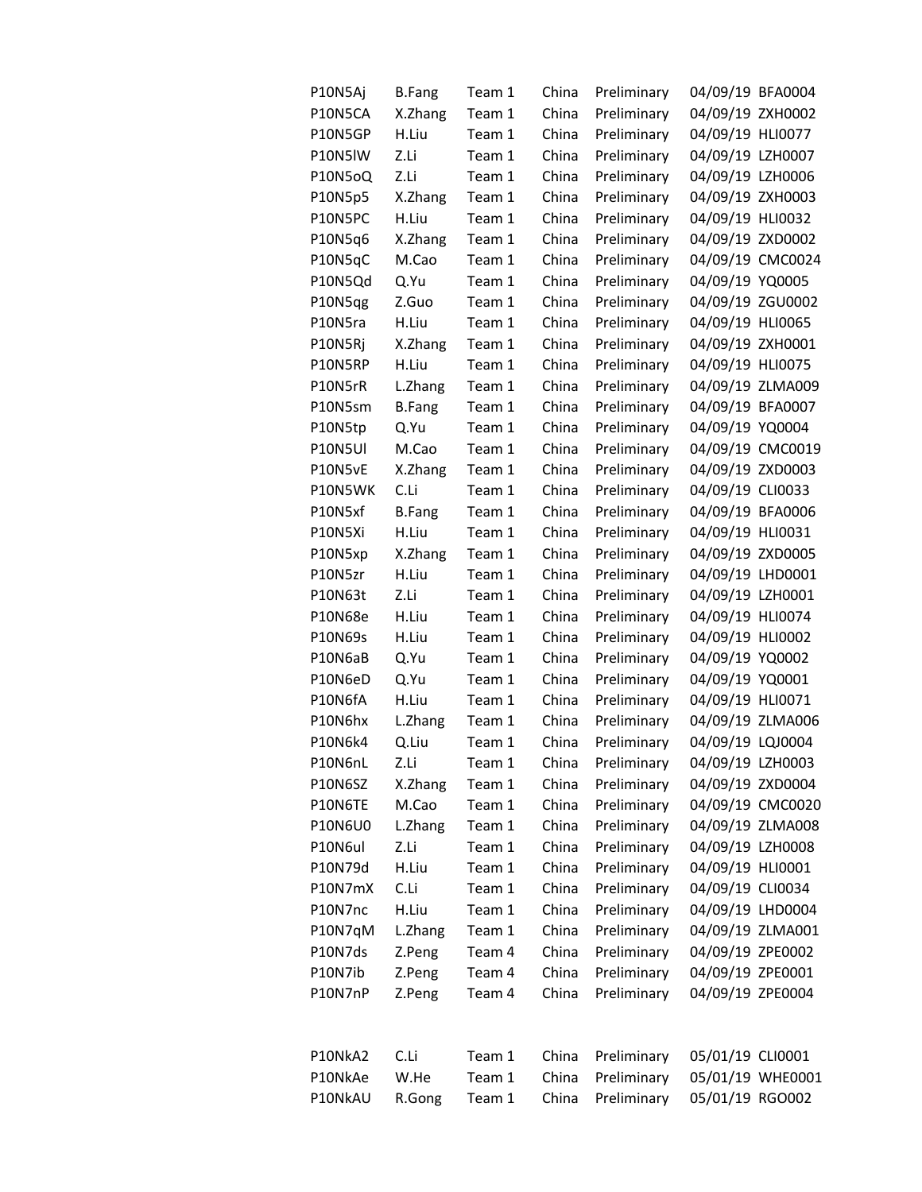| | | | | | | |
|---|---|---|---|---|---|---|
| P10N5Aj | B.Fang | Team 1 | China | Preliminary | 04/09/19 | BFA0004 |
| P10N5CA | X.Zhang | Team 1 | China | Preliminary | 04/09/19 | ZXH0002 |
| P10N5GP | H.Liu | Team 1 | China | Preliminary | 04/09/19 | HLI0077 |
| P10N5lW | Z.Li | Team 1 | China | Preliminary | 04/09/19 | LZH0007 |
| P10N5oQ | Z.Li | Team 1 | China | Preliminary | 04/09/19 | LZH0006 |
| P10N5p5 | X.Zhang | Team 1 | China | Preliminary | 04/09/19 | ZXH0003 |
| P10N5PC | H.Liu | Team 1 | China | Preliminary | 04/09/19 | HLI0032 |
| P10N5q6 | X.Zhang | Team 1 | China | Preliminary | 04/09/19 | ZXD0002 |
| P10N5qC | M.Cao | Team 1 | China | Preliminary | 04/09/19 | CMC0024 |
| P10N5Qd | Q.Yu | Team 1 | China | Preliminary | 04/09/19 | YQ0005 |
| P10N5qg | Z.Guo | Team 1 | China | Preliminary | 04/09/19 | ZGU0002 |
| P10N5ra | H.Liu | Team 1 | China | Preliminary | 04/09/19 | HLI0065 |
| P10N5Rj | X.Zhang | Team 1 | China | Preliminary | 04/09/19 | ZXH0001 |
| P10N5RP | H.Liu | Team 1 | China | Preliminary | 04/09/19 | HLI0075 |
| P10N5rR | L.Zhang | Team 1 | China | Preliminary | 04/09/19 | ZLMA009 |
| P10N5sm | B.Fang | Team 1 | China | Preliminary | 04/09/19 | BFA0007 |
| P10N5tp | Q.Yu | Team 1 | China | Preliminary | 04/09/19 | YQ0004 |
| P10N5Ul | M.Cao | Team 1 | China | Preliminary | 04/09/19 | CMC0019 |
| P10N5vE | X.Zhang | Team 1 | China | Preliminary | 04/09/19 | ZXD0003 |
| P10N5WK | C.Li | Team 1 | China | Preliminary | 04/09/19 | CLI0033 |
| P10N5xf | B.Fang | Team 1 | China | Preliminary | 04/09/19 | BFA0006 |
| P10N5Xi | H.Liu | Team 1 | China | Preliminary | 04/09/19 | HLI0031 |
| P10N5xp | X.Zhang | Team 1 | China | Preliminary | 04/09/19 | ZXD0005 |
| P10N5zr | H.Liu | Team 1 | China | Preliminary | 04/09/19 | LHD0001 |
| P10N63t | Z.Li | Team 1 | China | Preliminary | 04/09/19 | LZH0001 |
| P10N68e | H.Liu | Team 1 | China | Preliminary | 04/09/19 | HLI0074 |
| P10N69s | H.Liu | Team 1 | China | Preliminary | 04/09/19 | HLI0002 |
| P10N6aB | Q.Yu | Team 1 | China | Preliminary | 04/09/19 | YQ0002 |
| P10N6eD | Q.Yu | Team 1 | China | Preliminary | 04/09/19 | YQ0001 |
| P10N6fA | H.Liu | Team 1 | China | Preliminary | 04/09/19 | HLI0071 |
| P10N6hx | L.Zhang | Team 1 | China | Preliminary | 04/09/19 | ZLMA006 |
| P10N6k4 | Q.Liu | Team 1 | China | Preliminary | 04/09/19 | LQJ0004 |
| P10N6nL | Z.Li | Team 1 | China | Preliminary | 04/09/19 | LZH0003 |
| P10N6SZ | X.Zhang | Team 1 | China | Preliminary | 04/09/19 | ZXD0004 |
| P10N6TE | M.Cao | Team 1 | China | Preliminary | 04/09/19 | CMC0020 |
| P10N6U0 | L.Zhang | Team 1 | China | Preliminary | 04/09/19 | ZLMA008 |
| P10N6ul | Z.Li | Team 1 | China | Preliminary | 04/09/19 | LZH0008 |
| P10N79d | H.Liu | Team 1 | China | Preliminary | 04/09/19 | HLI0001 |
| P10N7mX | C.Li | Team 1 | China | Preliminary | 04/09/19 | CLI0034 |
| P10N7nc | H.Liu | Team 1 | China | Preliminary | 04/09/19 | LHD0004 |
| P10N7qM | L.Zhang | Team 1 | China | Preliminary | 04/09/19 | ZLMA001 |
| P10N7ds | Z.Peng | Team 4 | China | Preliminary | 04/09/19 | ZPE0002 |
| P10N7ib | Z.Peng | Team 4 | China | Preliminary | 04/09/19 | ZPE0001 |
| P10N7nP | Z.Peng | Team 4 | China | Preliminary | 04/09/19 | ZPE0004 |
| | | | | | | |
| P10NkA2 | C.Li | Team 1 | China | Preliminary | 05/01/19 | CLI0001 |
| P10NkAe | W.He | Team 1 | China | Preliminary | 05/01/19 | WHE0001 |
| P10NkAU | R.Gong | Team 1 | China | Preliminary | 05/01/19 | RGO002 |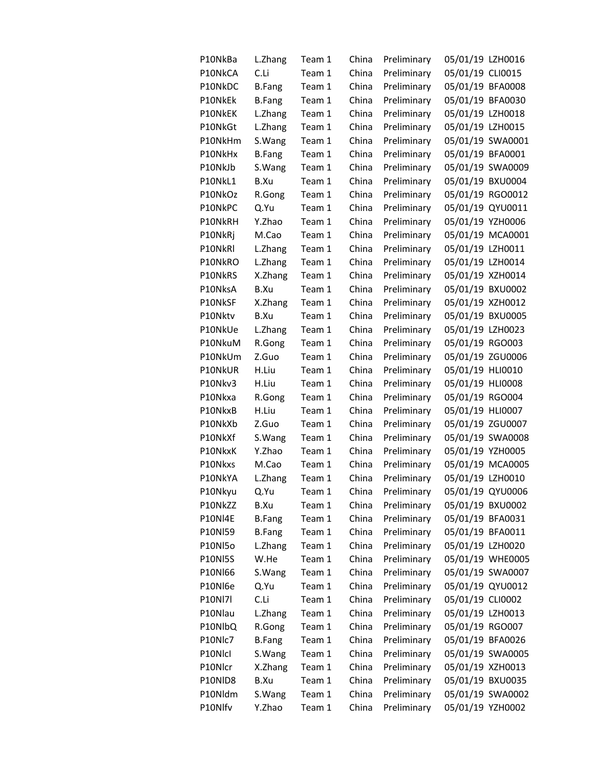| | | | | | | |
|---|---|---|---|---|---|---|
| P10NkBa | L.Zhang | Team 1 | China | Preliminary | 05/01/19 | LZH0016 |
| P10NkCA | C.Li | Team 1 | China | Preliminary | 05/01/19 | CLI0015 |
| P10NkDC | B.Fang | Team 1 | China | Preliminary | 05/01/19 | BFA0008 |
| P10NkEk | B.Fang | Team 1 | China | Preliminary | 05/01/19 | BFA0030 |
| P10NkEK | L.Zhang | Team 1 | China | Preliminary | 05/01/19 | LZH0018 |
| P10NkGt | L.Zhang | Team 1 | China | Preliminary | 05/01/19 | LZH0015 |
| P10NkHm | S.Wang | Team 1 | China | Preliminary | 05/01/19 | SWA0001 |
| P10NkHx | B.Fang | Team 1 | China | Preliminary | 05/01/19 | BFA0001 |
| P10NkJb | S.Wang | Team 1 | China | Preliminary | 05/01/19 | SWA0009 |
| P10NkL1 | B.Xu | Team 1 | China | Preliminary | 05/01/19 | BXU0004 |
| P10NkOz | R.Gong | Team 1 | China | Preliminary | 05/01/19 | RGO0012 |
| P10NkPC | Q.Yu | Team 1 | China | Preliminary | 05/01/19 | QYU0011 |
| P10NkRH | Y.Zhao | Team 1 | China | Preliminary | 05/01/19 | YZH0006 |
| P10NkRj | M.Cao | Team 1 | China | Preliminary | 05/01/19 | MCA0001 |
| P10NkRl | L.Zhang | Team 1 | China | Preliminary | 05/01/19 | LZH0011 |
| P10NkRO | L.Zhang | Team 1 | China | Preliminary | 05/01/19 | LZH0014 |
| P10NkRS | X.Zhang | Team 1 | China | Preliminary | 05/01/19 | XZH0014 |
| P10NksA | B.Xu | Team 1 | China | Preliminary | 05/01/19 | BXU0002 |
| P10NkSF | X.Zhang | Team 1 | China | Preliminary | 05/01/19 | XZH0012 |
| P10Nktv | B.Xu | Team 1 | China | Preliminary | 05/01/19 | BXU0005 |
| P10NkUe | L.Zhang | Team 1 | China | Preliminary | 05/01/19 | LZH0023 |
| P10NkuM | R.Gong | Team 1 | China | Preliminary | 05/01/19 | RGO003 |
| P10NkUm | Z.Guo | Team 1 | China | Preliminary | 05/01/19 | ZGU0006 |
| P10NkUR | H.Liu | Team 1 | China | Preliminary | 05/01/19 | HLI0010 |
| P10Nkv3 | H.Liu | Team 1 | China | Preliminary | 05/01/19 | HLI0008 |
| P10Nkxa | R.Gong | Team 1 | China | Preliminary | 05/01/19 | RGO004 |
| P10NkxB | H.Liu | Team 1 | China | Preliminary | 05/01/19 | HLI0007 |
| P10NkXb | Z.Guo | Team 1 | China | Preliminary | 05/01/19 | ZGU0007 |
| P10NkXf | S.Wang | Team 1 | China | Preliminary | 05/01/19 | SWA0008 |
| P10NkxK | Y.Zhao | Team 1 | China | Preliminary | 05/01/19 | YZH0005 |
| P10Nkxs | M.Cao | Team 1 | China | Preliminary | 05/01/19 | MCA0005 |
| P10NkYA | L.Zhang | Team 1 | China | Preliminary | 05/01/19 | LZH0010 |
| P10Nkyu | Q.Yu | Team 1 | China | Preliminary | 05/01/19 | QYU0006 |
| P10NkZZ | B.Xu | Team 1 | China | Preliminary | 05/01/19 | BXU0002 |
| P10Nl4E | B.Fang | Team 1 | China | Preliminary | 05/01/19 | BFA0031 |
| P10Nl59 | B.Fang | Team 1 | China | Preliminary | 05/01/19 | BFA0011 |
| P10Nl5o | L.Zhang | Team 1 | China | Preliminary | 05/01/19 | LZH0020 |
| P10Nl5S | W.He | Team 1 | China | Preliminary | 05/01/19 | WHE0005 |
| P10Nl66 | S.Wang | Team 1 | China | Preliminary | 05/01/19 | SWA0007 |
| P10Nl6e | Q.Yu | Team 1 | China | Preliminary | 05/01/19 | QYU0012 |
| P10Nl7l | C.Li | Team 1 | China | Preliminary | 05/01/19 | CLI0002 |
| P10Nlau | L.Zhang | Team 1 | China | Preliminary | 05/01/19 | LZH0013 |
| P10NlbQ | R.Gong | Team 1 | China | Preliminary | 05/01/19 | RGO007 |
| P10Nlc7 | B.Fang | Team 1 | China | Preliminary | 05/01/19 | BFA0026 |
| P10NlcI | S.Wang | Team 1 | China | Preliminary | 05/01/19 | SWA0005 |
| P10Nlcr | X.Zhang | Team 1 | China | Preliminary | 05/01/19 | XZH0013 |
| P10NlD8 | B.Xu | Team 1 | China | Preliminary | 05/01/19 | BXU0035 |
| P10Nldm | S.Wang | Team 1 | China | Preliminary | 05/01/19 | SWA0002 |
| P10Nlfv | Y.Zhao | Team 1 | China | Preliminary | 05/01/19 | YZH0002 |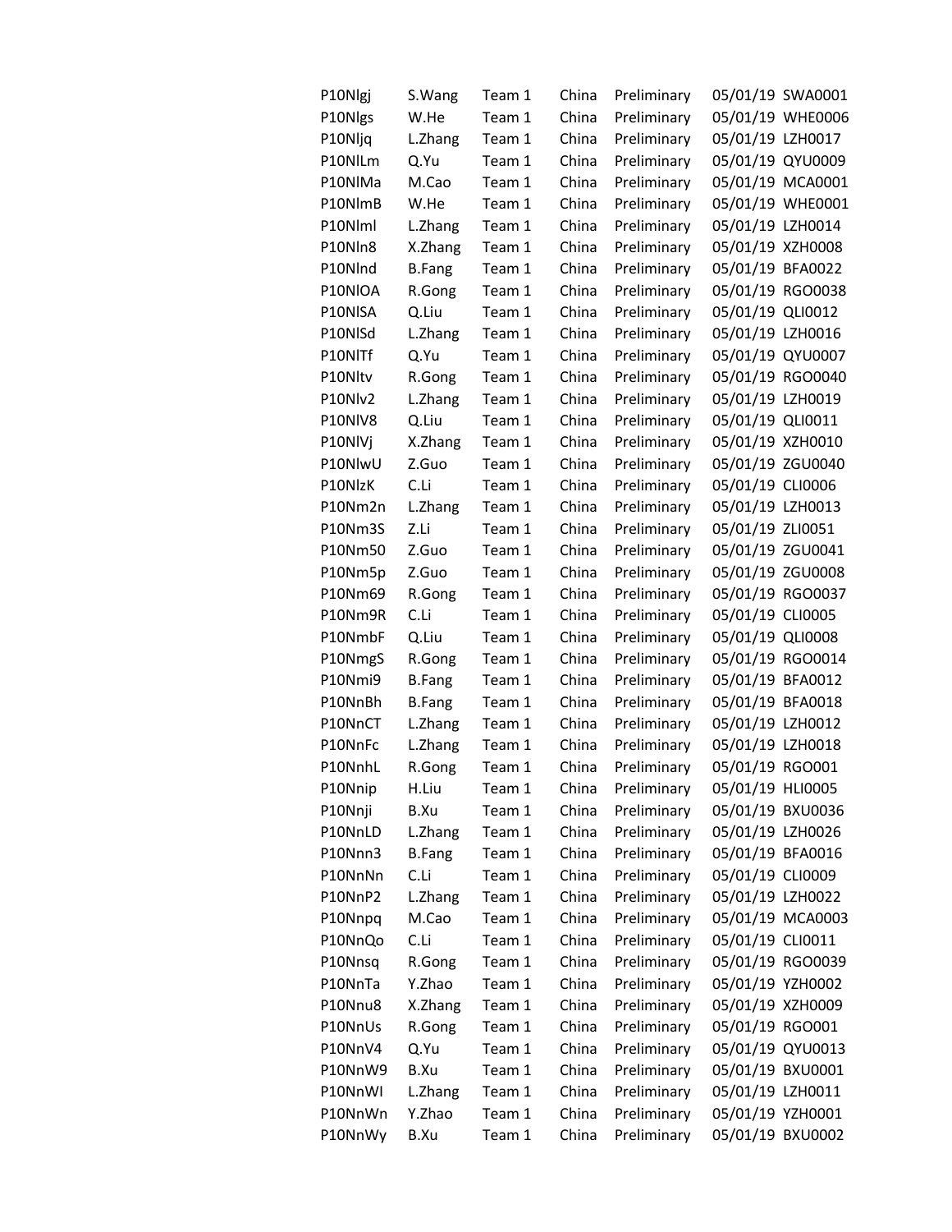| | | | | | | |
|---|---|---|---|---|---|---|
| P10Nlgj | S.Wang | Team 1 | China | Preliminary | 05/01/19 | SWA0001 |
| P10Nlgs | W.He | Team 1 | China | Preliminary | 05/01/19 | WHE0006 |
| P10Nljq | L.Zhang | Team 1 | China | Preliminary | 05/01/19 | LZH0017 |
| P10NlLm | Q.Yu | Team 1 | China | Preliminary | 05/01/19 | QYU0009 |
| P10NlMa | M.Cao | Team 1 | China | Preliminary | 05/01/19 | MCA0001 |
| P10NlmB | W.He | Team 1 | China | Preliminary | 05/01/19 | WHE0001 |
| P10Nlml | L.Zhang | Team 1 | China | Preliminary | 05/01/19 | LZH0014 |
| P10Nln8 | X.Zhang | Team 1 | China | Preliminary | 05/01/19 | XZH0008 |
| P10Nlnd | B.Fang | Team 1 | China | Preliminary | 05/01/19 | BFA0022 |
| P10NlOA | R.Gong | Team 1 | China | Preliminary | 05/01/19 | RGO0038 |
| P10NlSA | Q.Liu | Team 1 | China | Preliminary | 05/01/19 | QLI0012 |
| P10NlSd | L.Zhang | Team 1 | China | Preliminary | 05/01/19 | LZH0016 |
| P10NlTf | Q.Yu | Team 1 | China | Preliminary | 05/01/19 | QYU0007 |
| P10Nltv | R.Gong | Team 1 | China | Preliminary | 05/01/19 | RGO0040 |
| P10Nlv2 | L.Zhang | Team 1 | China | Preliminary | 05/01/19 | LZH0019 |
| P10NlV8 | Q.Liu | Team 1 | China | Preliminary | 05/01/19 | QLI0011 |
| P10NlVj | X.Zhang | Team 1 | China | Preliminary | 05/01/19 | XZH0010 |
| P10NlwU | Z.Guo | Team 1 | China | Preliminary | 05/01/19 | ZGU0040 |
| P10NlzK | C.Li | Team 1 | China | Preliminary | 05/01/19 | CLI0006 |
| P10Nm2n | L.Zhang | Team 1 | China | Preliminary | 05/01/19 | LZH0013 |
| P10Nm3S | Z.Li | Team 1 | China | Preliminary | 05/01/19 | ZLI0051 |
| P10Nm50 | Z.Guo | Team 1 | China | Preliminary | 05/01/19 | ZGU0041 |
| P10Nm5p | Z.Guo | Team 1 | China | Preliminary | 05/01/19 | ZGU0008 |
| P10Nm69 | R.Gong | Team 1 | China | Preliminary | 05/01/19 | RGO0037 |
| P10Nm9R | C.Li | Team 1 | China | Preliminary | 05/01/19 | CLI0005 |
| P10NmbF | Q.Liu | Team 1 | China | Preliminary | 05/01/19 | QLI0008 |
| P10NmgS | R.Gong | Team 1 | China | Preliminary | 05/01/19 | RGO0014 |
| P10Nmi9 | B.Fang | Team 1 | China | Preliminary | 05/01/19 | BFA0012 |
| P10NnBh | B.Fang | Team 1 | China | Preliminary | 05/01/19 | BFA0018 |
| P10NnCT | L.Zhang | Team 1 | China | Preliminary | 05/01/19 | LZH0012 |
| P10NnFc | L.Zhang | Team 1 | China | Preliminary | 05/01/19 | LZH0018 |
| P10NnhL | R.Gong | Team 1 | China | Preliminary | 05/01/19 | RGO001 |
| P10Nnip | H.Liu | Team 1 | China | Preliminary | 05/01/19 | HLI0005 |
| P10Nnji | B.Xu | Team 1 | China | Preliminary | 05/01/19 | BXU0036 |
| P10NnLD | L.Zhang | Team 1 | China | Preliminary | 05/01/19 | LZH0026 |
| P10Nnn3 | B.Fang | Team 1 | China | Preliminary | 05/01/19 | BFA0016 |
| P10NnNn | C.Li | Team 1 | China | Preliminary | 05/01/19 | CLI0009 |
| P10NnP2 | L.Zhang | Team 1 | China | Preliminary | 05/01/19 | LZH0022 |
| P10Nnpq | M.Cao | Team 1 | China | Preliminary | 05/01/19 | MCA0003 |
| P10NnQo | C.Li | Team 1 | China | Preliminary | 05/01/19 | CLI0011 |
| P10Nnsq | R.Gong | Team 1 | China | Preliminary | 05/01/19 | RGO0039 |
| P10NnTa | Y.Zhao | Team 1 | China | Preliminary | 05/01/19 | YZH0002 |
| P10Nnu8 | X.Zhang | Team 1 | China | Preliminary | 05/01/19 | XZH0009 |
| P10NnUs | R.Gong | Team 1 | China | Preliminary | 05/01/19 | RGO001 |
| P10NnV4 | Q.Yu | Team 1 | China | Preliminary | 05/01/19 | QYU0013 |
| P10NnW9 | B.Xu | Team 1 | China | Preliminary | 05/01/19 | BXU0001 |
| P10NnWI | L.Zhang | Team 1 | China | Preliminary | 05/01/19 | LZH0011 |
| P10NnWn | Y.Zhao | Team 1 | China | Preliminary | 05/01/19 | YZH0001 |
| P10NnWy | B.Xu | Team 1 | China | Preliminary | 05/01/19 | BXU0002 |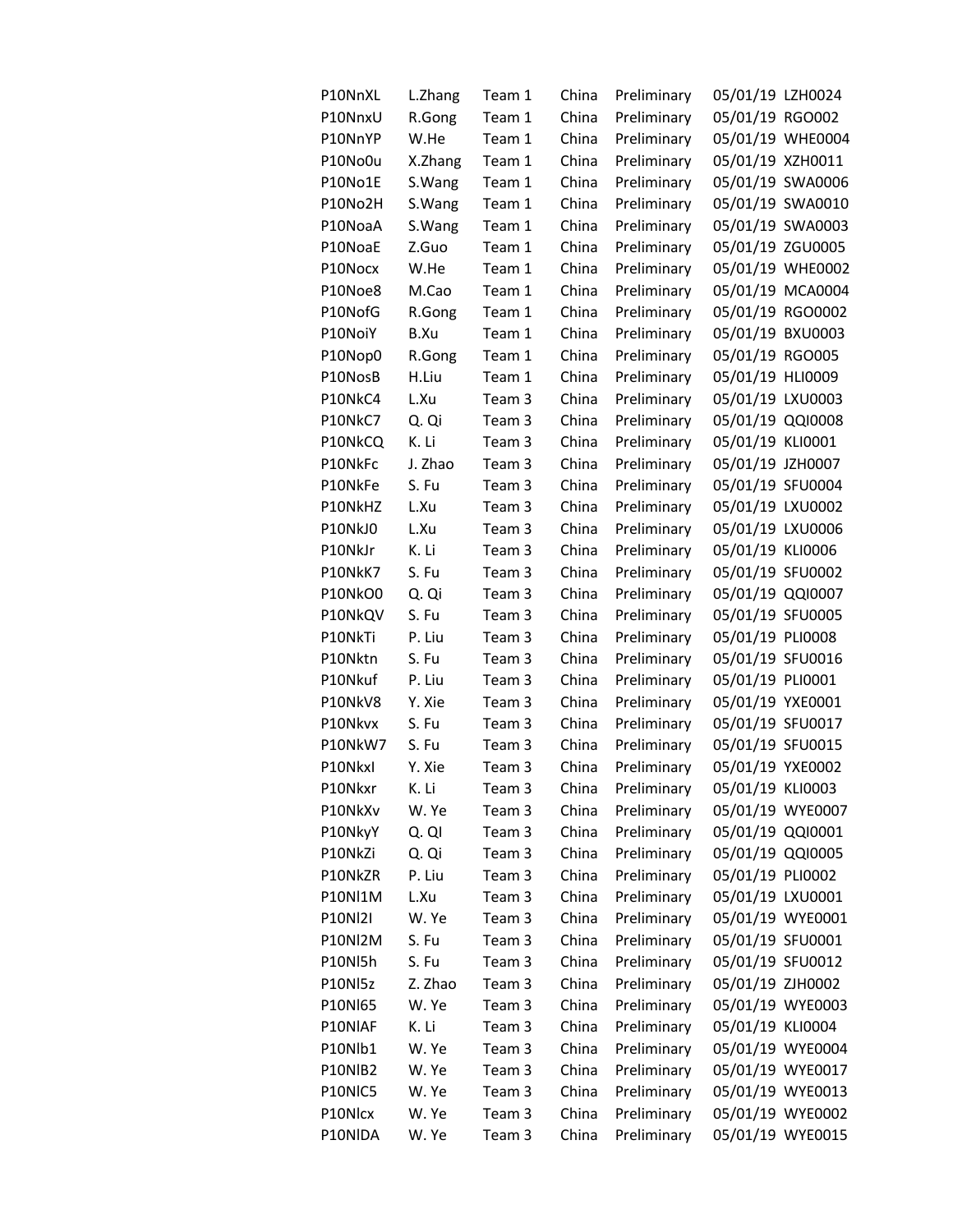| | | | | | | |
|---|---|---|---|---|---|---|
| P10NnXL | L.Zhang | Team 1 | China | Preliminary | 05/01/19 | LZH0024 |
| P10NnxU | R.Gong | Team 1 | China | Preliminary | 05/01/19 | RGO002 |
| P10NnYP | W.He | Team 1 | China | Preliminary | 05/01/19 | WHE0004 |
| P10No0u | X.Zhang | Team 1 | China | Preliminary | 05/01/19 | XZH0011 |
| P10No1E | S.Wang | Team 1 | China | Preliminary | 05/01/19 | SWA0006 |
| P10No2H | S.Wang | Team 1 | China | Preliminary | 05/01/19 | SWA0010 |
| P10NoaA | S.Wang | Team 1 | China | Preliminary | 05/01/19 | SWA0003 |
| P10NoaE | Z.Guo | Team 1 | China | Preliminary | 05/01/19 | ZGU0005 |
| P10Nocx | W.He | Team 1 | China | Preliminary | 05/01/19 | WHE0002 |
| P10Noe8 | M.Cao | Team 1 | China | Preliminary | 05/01/19 | MCA0004 |
| P10NofG | R.Gong | Team 1 | China | Preliminary | 05/01/19 | RGO0002 |
| P10NoiY | B.Xu | Team 1 | China | Preliminary | 05/01/19 | BXU0003 |
| P10Nop0 | R.Gong | Team 1 | China | Preliminary | 05/01/19 | RGO005 |
| P10NosB | H.Liu | Team 1 | China | Preliminary | 05/01/19 | HLI0009 |
| P10NkC4 | L.Xu | Team 3 | China | Preliminary | 05/01/19 | LXU0003 |
| P10NkC7 | Q. Qi | Team 3 | China | Preliminary | 05/01/19 | QQI0008 |
| P10NkCQ | K. Li | Team 3 | China | Preliminary | 05/01/19 | KLI0001 |
| P10NkFc | J. Zhao | Team 3 | China | Preliminary | 05/01/19 | JZH0007 |
| P10NkFe | S. Fu | Team 3 | China | Preliminary | 05/01/19 | SFU0004 |
| P10NkHZ | L.Xu | Team 3 | China | Preliminary | 05/01/19 | LXU0002 |
| P10NkJ0 | L.Xu | Team 3 | China | Preliminary | 05/01/19 | LXU0006 |
| P10NkJr | K. Li | Team 3 | China | Preliminary | 05/01/19 | KLI0006 |
| P10NkK7 | S. Fu | Team 3 | China | Preliminary | 05/01/19 | SFU0002 |
| P10NkO0 | Q. Qi | Team 3 | China | Preliminary | 05/01/19 | QQI0007 |
| P10NkQV | S. Fu | Team 3 | China | Preliminary | 05/01/19 | SFU0005 |
| P10NkTi | P. Liu | Team 3 | China | Preliminary | 05/01/19 | PLI0008 |
| P10Nktn | S. Fu | Team 3 | China | Preliminary | 05/01/19 | SFU0016 |
| P10Nkuf | P. Liu | Team 3 | China | Preliminary | 05/01/19 | PLI0001 |
| P10NkV8 | Y. Xie | Team 3 | China | Preliminary | 05/01/19 | YXE0001 |
| P10Nkvx | S. Fu | Team 3 | China | Preliminary | 05/01/19 | SFU0017 |
| P10NkW7 | S. Fu | Team 3 | China | Preliminary | 05/01/19 | SFU0015 |
| P10NkxI | Y. Xie | Team 3 | China | Preliminary | 05/01/19 | YXE0002 |
| P10Nkxr | K. Li | Team 3 | China | Preliminary | 05/01/19 | KLI0003 |
| P10NkXv | W. Ye | Team 3 | China | Preliminary | 05/01/19 | WYE0007 |
| P10NkyY | Q. QI | Team 3 | China | Preliminary | 05/01/19 | QQI0001 |
| P10NkZi | Q. Qi | Team 3 | China | Preliminary | 05/01/19 | QQI0005 |
| P10NkZR | P. Liu | Team 3 | China | Preliminary | 05/01/19 | PLI0002 |
| P10Nl1M | L.Xu | Team 3 | China | Preliminary | 05/01/19 | LXU0001 |
| P10Nl2I | W. Ye | Team 3 | China | Preliminary | 05/01/19 | WYE0001 |
| P10Nl2M | S. Fu | Team 3 | China | Preliminary | 05/01/19 | SFU0001 |
| P10Nl5h | S. Fu | Team 3 | China | Preliminary | 05/01/19 | SFU0012 |
| P10Nl5z | Z. Zhao | Team 3 | China | Preliminary | 05/01/19 | ZJH0002 |
| P10Nl65 | W. Ye | Team 3 | China | Preliminary | 05/01/19 | WYE0003 |
| P10NlAF | K. Li | Team 3 | China | Preliminary | 05/01/19 | KLI0004 |
| P10Nlb1 | W. Ye | Team 3 | China | Preliminary | 05/01/19 | WYE0004 |
| P10NlB2 | W. Ye | Team 3 | China | Preliminary | 05/01/19 | WYE0017 |
| P10NlC5 | W. Ye | Team 3 | China | Preliminary | 05/01/19 | WYE0013 |
| P10Nlcx | W. Ye | Team 3 | China | Preliminary | 05/01/19 | WYE0002 |
| P10NlDA | W. Ye | Team 3 | China | Preliminary | 05/01/19 | WYE0015 |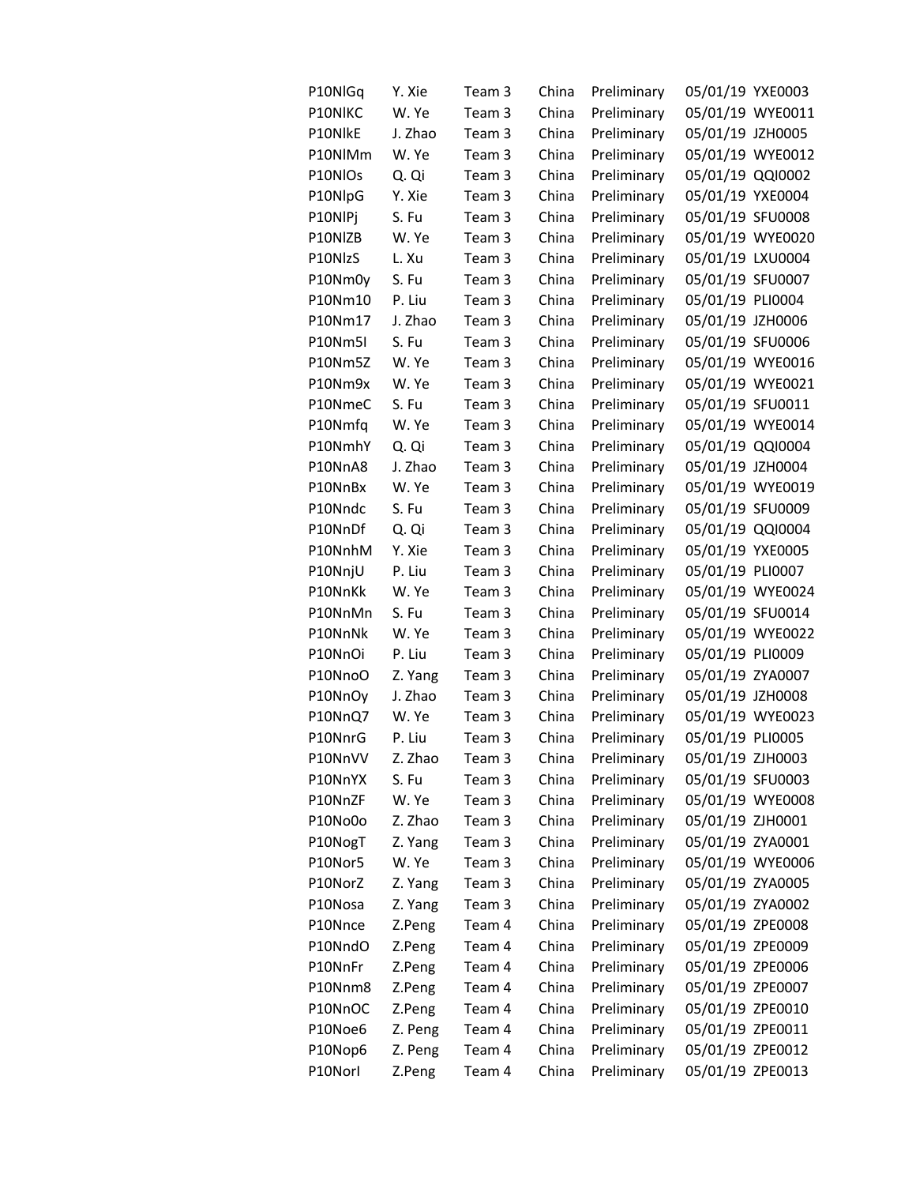| | | | | | | |
|---|---|---|---|---|---|---|
| P10NlGq | Y. Xie | Team 3 | China | Preliminary | 05/01/19 | YXE0003 |
| P10NlKC | W. Ye | Team 3 | China | Preliminary | 05/01/19 | WYE0011 |
| P10NlkE | J. Zhao | Team 3 | China | Preliminary | 05/01/19 | JZH0005 |
| P10NlMm | W. Ye | Team 3 | China | Preliminary | 05/01/19 | WYE0012 |
| P10NlOs | Q. Qi | Team 3 | China | Preliminary | 05/01/19 | QQI0002 |
| P10NlpG | Y. Xie | Team 3 | China | Preliminary | 05/01/19 | YXE0004 |
| P10NlPj | S. Fu | Team 3 | China | Preliminary | 05/01/19 | SFU0008 |
| P10NlZB | W. Ye | Team 3 | China | Preliminary | 05/01/19 | WYE0020 |
| P10NlzS | L. Xu | Team 3 | China | Preliminary | 05/01/19 | LXU0004 |
| P10Nm0y | S. Fu | Team 3 | China | Preliminary | 05/01/19 | SFU0007 |
| P10Nm10 | P. Liu | Team 3 | China | Preliminary | 05/01/19 | PLI0004 |
| P10Nm17 | J. Zhao | Team 3 | China | Preliminary | 05/01/19 | JZH0006 |
| P10Nm5I | S. Fu | Team 3 | China | Preliminary | 05/01/19 | SFU0006 |
| P10Nm5Z | W. Ye | Team 3 | China | Preliminary | 05/01/19 | WYE0016 |
| P10Nm9x | W. Ye | Team 3 | China | Preliminary | 05/01/19 | WYE0021 |
| P10NmeC | S. Fu | Team 3 | China | Preliminary | 05/01/19 | SFU0011 |
| P10Nmfq | W. Ye | Team 3 | China | Preliminary | 05/01/19 | WYE0014 |
| P10NmhY | Q. Qi | Team 3 | China | Preliminary | 05/01/19 | QQI0004 |
| P10NnA8 | J. Zhao | Team 3 | China | Preliminary | 05/01/19 | JZH0004 |
| P10NnBx | W. Ye | Team 3 | China | Preliminary | 05/01/19 | WYE0019 |
| P10Nndc | S. Fu | Team 3 | China | Preliminary | 05/01/19 | SFU0009 |
| P10NnDf | Q. Qi | Team 3 | China | Preliminary | 05/01/19 | QQI0004 |
| P10NnhM | Y. Xie | Team 3 | China | Preliminary | 05/01/19 | YXE0005 |
| P10NnjU | P. Liu | Team 3 | China | Preliminary | 05/01/19 | PLI0007 |
| P10NnKk | W. Ye | Team 3 | China | Preliminary | 05/01/19 | WYE0024 |
| P10NnMn | S. Fu | Team 3 | China | Preliminary | 05/01/19 | SFU0014 |
| P10NnNk | W. Ye | Team 3 | China | Preliminary | 05/01/19 | WYE0022 |
| P10NnOi | P. Liu | Team 3 | China | Preliminary | 05/01/19 | PLI0009 |
| P10NnoO | Z. Yang | Team 3 | China | Preliminary | 05/01/19 | ZYA0007 |
| P10NnOy | J. Zhao | Team 3 | China | Preliminary | 05/01/19 | JZH0008 |
| P10NnQ7 | W. Ye | Team 3 | China | Preliminary | 05/01/19 | WYE0023 |
| P10NnrG | P. Liu | Team 3 | China | Preliminary | 05/01/19 | PLI0005 |
| P10NnVV | Z. Zhao | Team 3 | China | Preliminary | 05/01/19 | ZJH0003 |
| P10NnYX | S. Fu | Team 3 | China | Preliminary | 05/01/19 | SFU0003 |
| P10NnZF | W. Ye | Team 3 | China | Preliminary | 05/01/19 | WYE0008 |
| P10No0o | Z. Zhao | Team 3 | China | Preliminary | 05/01/19 | ZJH0001 |
| P10NogT | Z. Yang | Team 3 | China | Preliminary | 05/01/19 | ZYA0001 |
| P10Nor5 | W. Ye | Team 3 | China | Preliminary | 05/01/19 | WYE0006 |
| P10NorZ | Z. Yang | Team 3 | China | Preliminary | 05/01/19 | ZYA0005 |
| P10Nosa | Z. Yang | Team 3 | China | Preliminary | 05/01/19 | ZYA0002 |
| P10Nnce | Z.Peng | Team 4 | China | Preliminary | 05/01/19 | ZPE0008 |
| P10NndO | Z.Peng | Team 4 | China | Preliminary | 05/01/19 | ZPE0009 |
| P10NnFr | Z.Peng | Team 4 | China | Preliminary | 05/01/19 | ZPE0006 |
| P10Nnm8 | Z.Peng | Team 4 | China | Preliminary | 05/01/19 | ZPE0007 |
| P10NnOC | Z.Peng | Team 4 | China | Preliminary | 05/01/19 | ZPE0010 |
| P10Noe6 | Z. Peng | Team 4 | China | Preliminary | 05/01/19 | ZPE0011 |
| P10Nop6 | Z. Peng | Team 4 | China | Preliminary | 05/01/19 | ZPE0012 |
| P10NorI | Z.Peng | Team 4 | China | Preliminary | 05/01/19 | ZPE0013 |